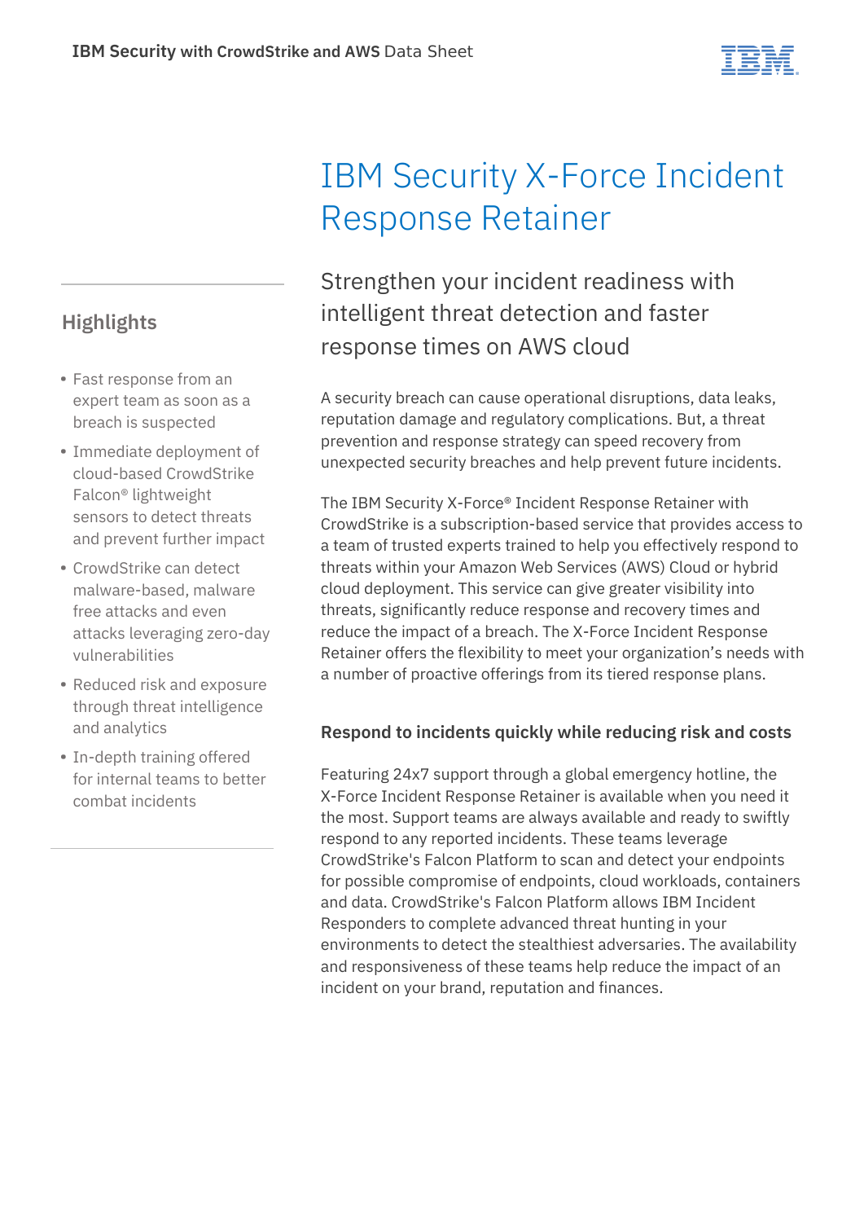# IBM Security X-Force Incident Response Retainer

## Strengthen your incident readiness with intelligent threat detection and faster response times on AWS cloud

### Highlights

- Fast response from an expert team as soon as a breach is suspected
- Immediate deployment of cloud-based CrowdStrike Falcon® lightweight sensors to detect threats and prevent further impact
- CrowdStrike can detect malware-based, malware free attacks and even attacks leveraging zero-day vulnerabilities
- Reduced risk and exposure through threat intelligence and analytics
- In-depth training offered for internal teams to better combat incidents

A security breach can cause operational disruptions, data leaks, reputation damage and regulatory complications. But, a threat prevention and response strategy can speed recovery from unexpected security breaches and help prevent future incidents.

The IBM Security X-Force® Incident Response Retainer with CrowdStrike is a subscription-based service that provides access to a team of trusted experts trained to help you effectively respond to threats within your Amazon Web Services (AWS) Cloud or hybrid cloud deployment. This service can give greater visibility into threats, significantly reduce response and recovery times and reduce the impact of a breach. The X-Force Incident Response Retainer offers the flexibility to meet your organization's needs with a number of proactive offerings from its tiered response plans.

### Respond to incidents quickly while reducing risk and costs

Featuring 24x7 support through a global emergency hotline, the X-Force Incident Response Retainer is available when you need it the most. Support teams are always available and ready to swiftly respond to any reported incidents. These teams leverage CrowdStrike's Falcon Platform to scan and detect your endpoints for possible compromise of endpoints, cloud workloads, containers and data. CrowdStrike's Falcon Platform allows IBM Incident Responders to complete advanced threat hunting in your environments to detect the stealthiest adversaries. The availability and responsiveness of these teams help reduce the impact of an incident on your brand, reputation and finances.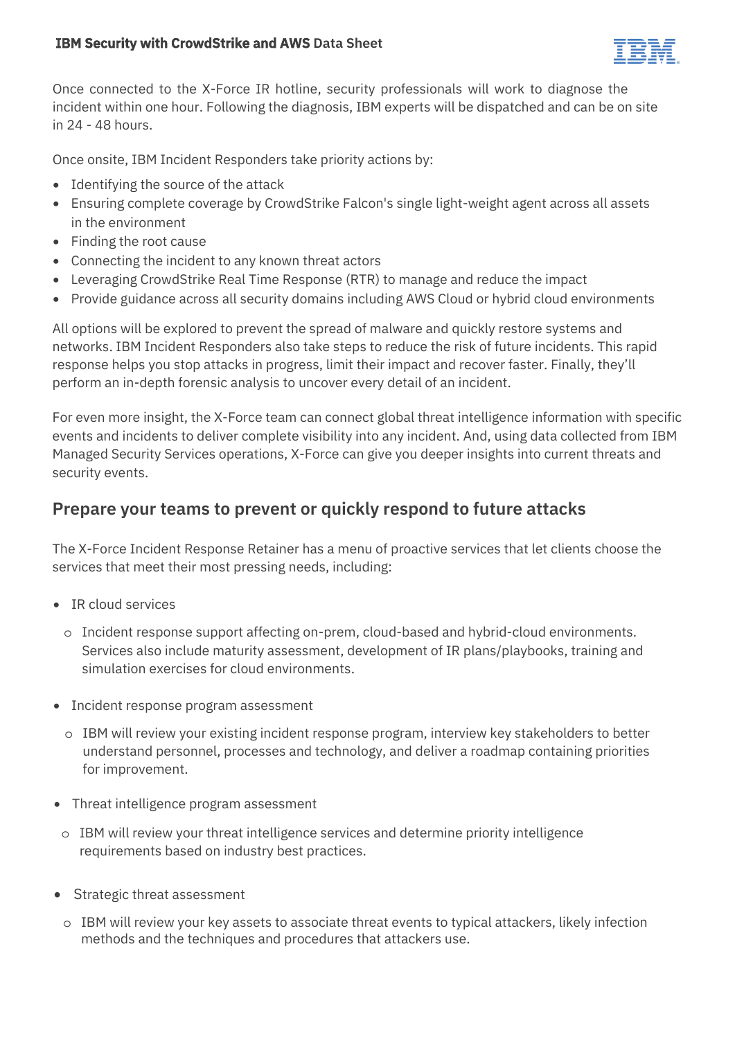Once connected to the X-Force IR hotline, security professionals will work to diagnose the incident within one hour. Following the diagnosis, IBM experts will be dispatched and can be on site in 24 - 48 hours.

Once onsite, IBM Incident Responders take priority actions by:

- Identifying the source of the attack
- Ensuring complete coverage by CrowdStrike Falcon's single light-weight agent across all assets in the environment
- Finding the root cause
- Connecting the incident to any known threat actors
- Leveraging CrowdStrike Real Time Response (RTR) to manage and reduce the impact
- Provide guidance across all security domains including AWS Cloud or hybrid cloud environments

All options will be explored to prevent the spread of malware and quickly restore systems and networks. IBM Incident Responders also take steps to reduce the risk of future incidents. This rapid response helps you stop attacks in progress, limit their impact and recover faster. Finally, they'll perform an in-depth forensic analysis to uncover every detail of an incident.

For even more insight, the X-Force team can connect global threat intelligence information with specific events and incidents to deliver complete visibility into any incident. And, using data collected from IBM Managed Security Services operations, X-Force can give you deeper insights into current threats and security events.

## Prepare your teams to prevent or quickly respond to future attacks

The X-Force Incident Response Retainer has a menu of proactive services that let clients choose the services that meet their most pressing needs, including:

- IR cloud services
  - Incident response support affecting on-prem, cloud-based and hybrid-cloud environments. Services also include maturity assessment, development of IR plans/playbooks, training and simulation exercises for cloud environments.
- Incident response program assessment
  - IBM will review your existing incident response program, interview key stakeholders to better understand personnel, processes and technology, and deliver a roadmap containing priorities for improvement.
- Threat intelligence program assessment
  - IBM will review your threat intelligence services and determine priority intelligence requirements based on industry best practices.
- Strategic threat assessment
  - IBM will review your key assets to associate threat events to typical attackers, likely infection methods and the techniques and procedures that attackers use.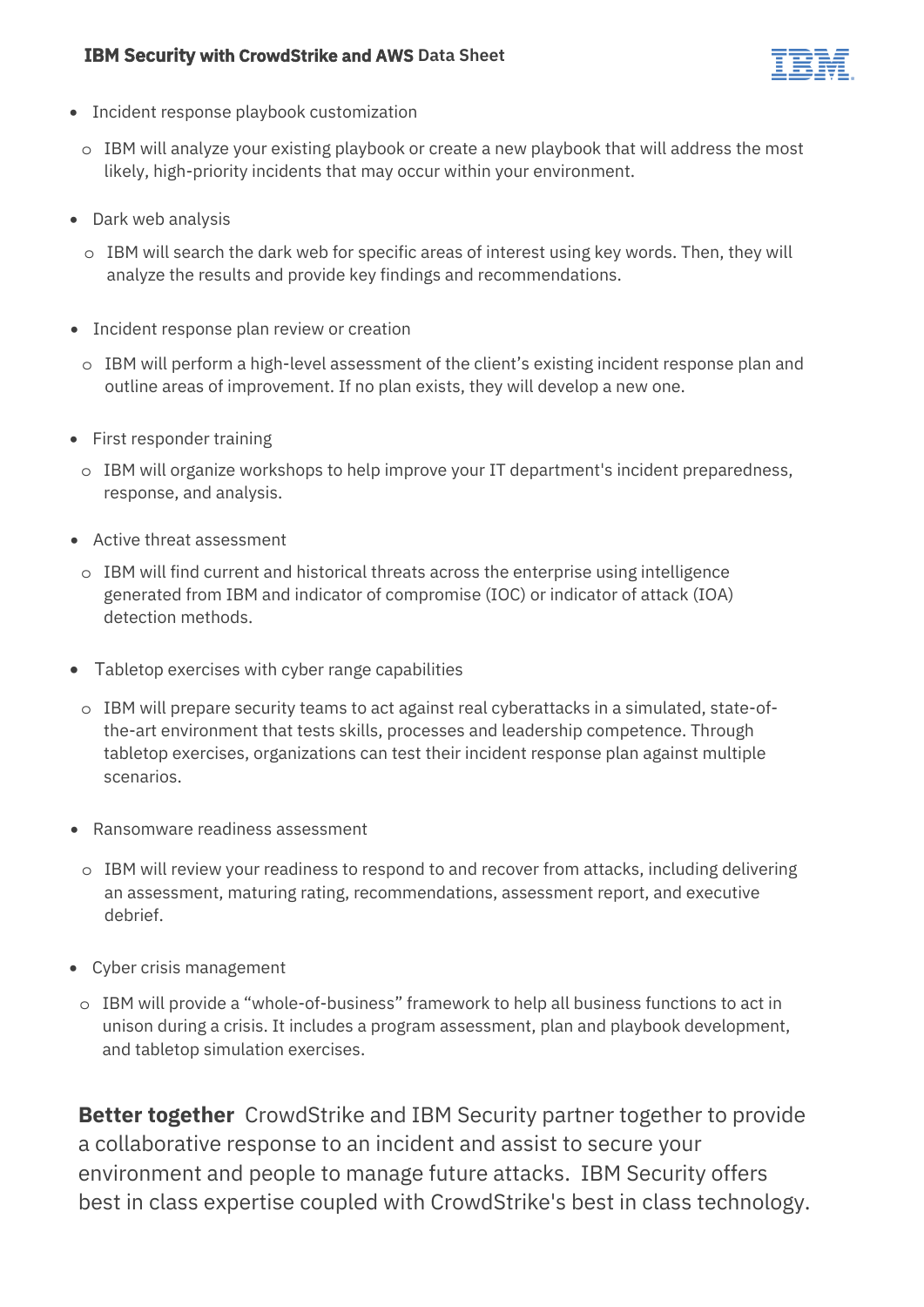- Incident response playbook customization
  - IBM will analyze your existing playbook or create a new playbook that will address the most likely, high-priority incidents that may occur within your environment.
- Dark web analysis
  - IBM will search the dark web for specific areas of interest using key words. Then, they will analyze the results and provide key findings and recommendations.
- Incident response plan review or creation
  - IBM will perform a high-level assessment of the client's existing incident response plan and outline areas of improvement. If no plan exists, they will develop a new one.
- First responder training
  - IBM will organize workshops to help improve your IT department's incident preparedness, response, and analysis.
- Active threat assessment
  - IBM will find current and historical threats across the enterprise using intelligence generated from IBM and indicator of compromise (IOC) or indicator of attack (IOA) detection methods.
- Tabletop exercises with cyber range capabilities
  - IBM will prepare security teams to act against real cyberattacks in a simulated, state-of-the-art environment that tests skills, processes and leadership competence. Through tabletop exercises, organizations can test their incident response plan against multiple scenarios.
- Ransomware readiness assessment
  - IBM will review your readiness to respond to and recover from attacks, including delivering an assessment, maturing rating, recommendations, assessment report, and executive debrief.
- Cyber crisis management
  - IBM will provide a "whole-of-business" framework to help all business functions to act in unison during a crisis. It includes a program assessment, plan and playbook development, and tabletop simulation exercises.

**Better together** CrowdStrike and IBM Security partner together to provide a collaborative response to an incident and assist to secure your environment and people to manage future attacks. IBM Security offers best in class expertise coupled with CrowdStrike's best in class technology.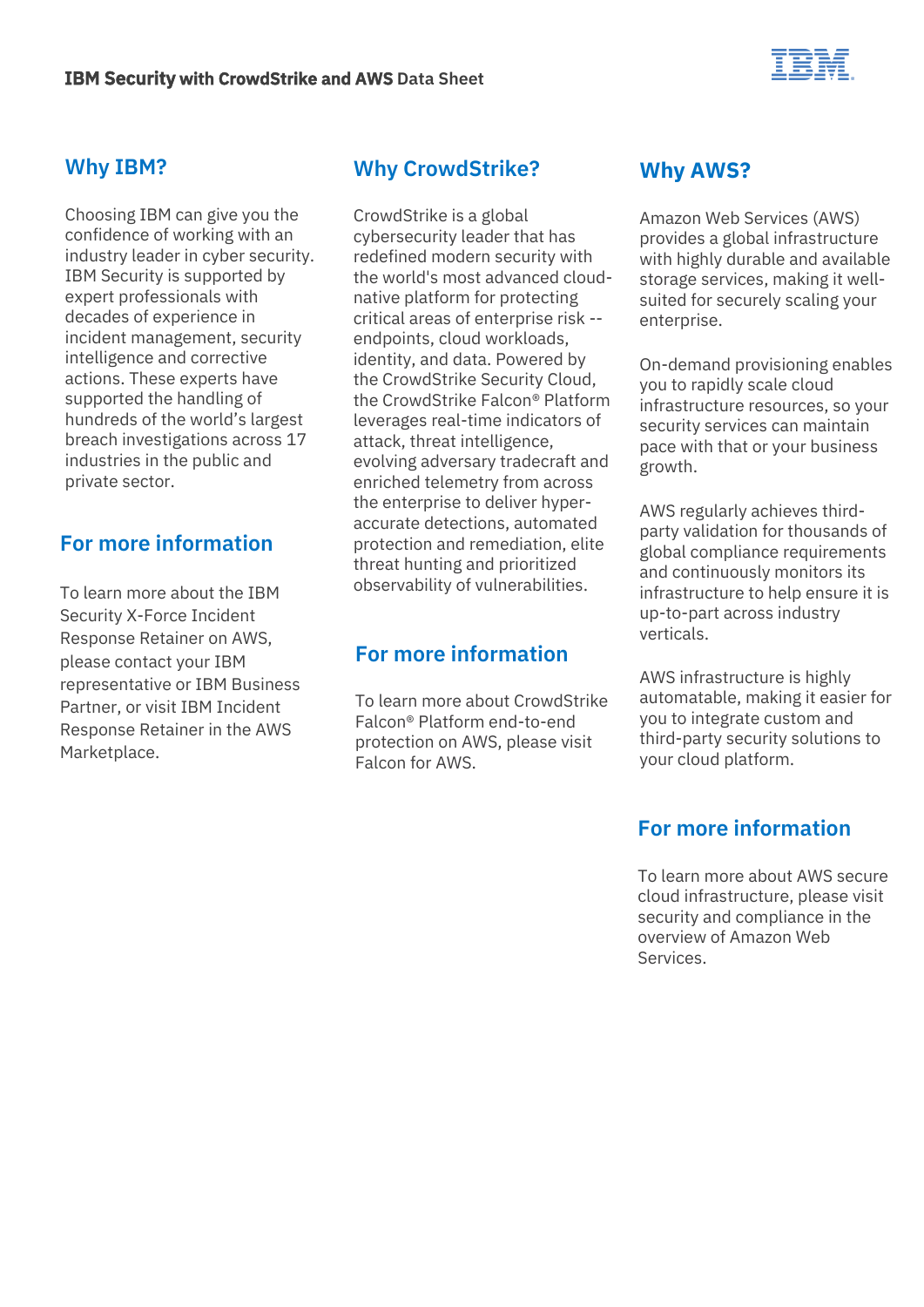## Why IBM?

Choosing IBM can give you the confidence of working with an industry leader in cyber security. IBM Security is supported by expert professionals with decades of experience in incident management, security intelligence and corrective actions. These experts have supported the handling of hundreds of the world's largest breach investigations across 17 industries in the public and private sector.

## For more information

To learn more about the IBM Security X-Force Incident Response Retainer on AWS, please contact your IBM representative or IBM Business Partner, or visit IBM Incident Response Retainer in the AWS Marketplace.

## Why CrowdStrike?

CrowdStrike is a global cybersecurity leader that has redefined modern security with the world's most advanced cloud-native platform for protecting critical areas of enterprise risk -- endpoints, cloud workloads, identity, and data. Powered by the CrowdStrike Security Cloud, the CrowdStrike Falcon® Platform leverages real-time indicators of attack, threat intelligence, evolving adversary tradecraft and enriched telemetry from across the enterprise to deliver hyper-accurate detections, automated protection and remediation, elite threat hunting and prioritized observability of vulnerabilities.

## For more information

To learn more about CrowdStrike Falcon® Platform end-to-end protection on AWS, please visit Falcon for AWS.

## Why AWS?

Amazon Web Services (AWS) provides a global infrastructure with highly durable and available storage services, making it well-suited for securely scaling your enterprise.

On-demand provisioning enables you to rapidly scale cloud infrastructure resources, so your security services can maintain pace with that or your business growth.

AWS regularly achieves third-party validation for thousands of global compliance requirements and continuously monitors its infrastructure to help ensure it is up-to-part across industry verticals.

AWS infrastructure is highly automatable, making it easier for you to integrate custom and third-party security solutions to your cloud platform.

## For more information

To learn more about AWS secure cloud infrastructure, please visit security and compliance in the overview of Amazon Web Services.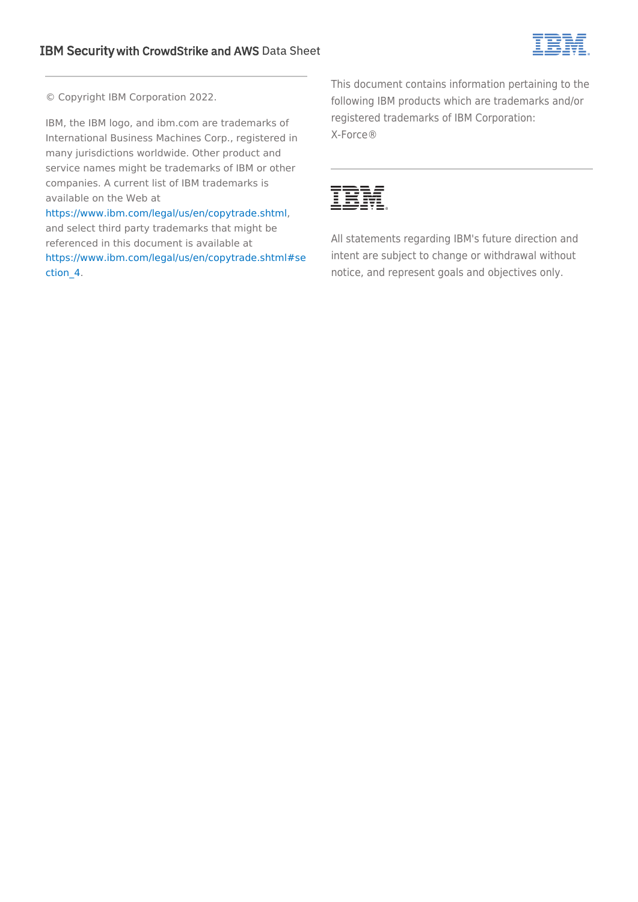© Copyright IBM Corporation 2022.

IBM, the IBM logo, and ibm.com are trademarks of International Business Machines Corp., registered in many jurisdictions worldwide. Other product and service names might be trademarks of IBM or other companies. A current list of IBM trademarks is available on the Web at https://www.ibm.com/legal/us/en/copytrade.shtml, and select third party trademarks that might be referenced in this document is available at https://www.ibm.com/legal/us/en/copytrade.shtml#section_4.

This document contains information pertaining to the following IBM products which are trademarks and/or registered trademarks of IBM Corporation: X-Force®

All statements regarding IBM's future direction and intent are subject to change or withdrawal without notice, and represent goals and objectives only.